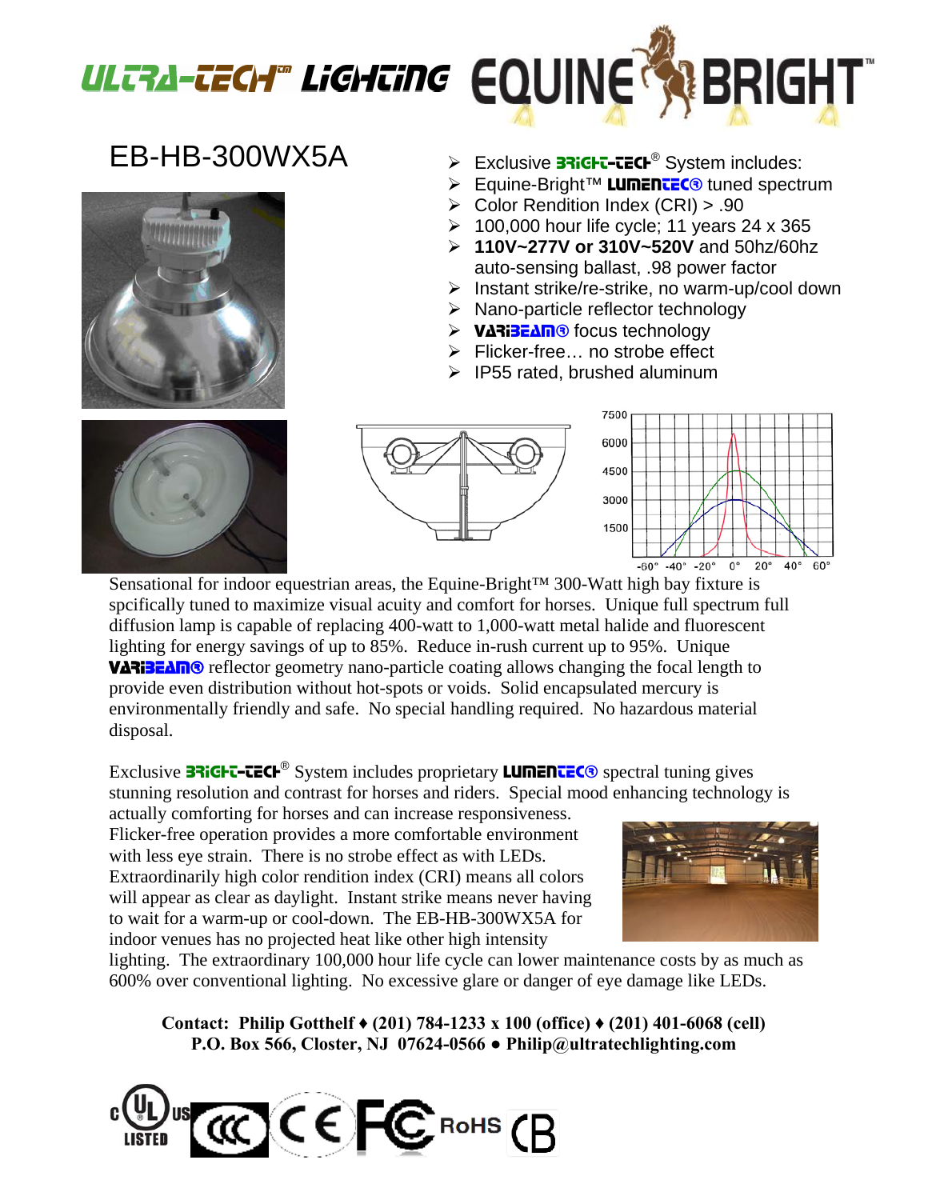# ULTRA-TECH™ LIGHTING EQUINE BRIGHT™

## EB-HB-300WX5A

- Exclusive BRIGHT-TECH® System includes:
- Equine-Bright™ LUMENTEC® tuned spectrum
- Color Rendition Index (CRI) > .90
- 100,000 hour life cycle; 11 years 24 x 365
- **110V~277V or 310V~520V** and 50hz/60hz auto-sensing ballast, .98 power factor
- Instant strike/re-strike, no warm-up/cool down
- Nano-particle reflector technology
- VARIBEAM® focus technology
- Flicker-free… no strobe effect
- IP55 rated, brushed aluminum

Sensational for indoor equestrian areas, the Equine-Bright™ 300-Watt high bay fixture is spcifically tuned to maximize visual acuity and comfort for horses. Unique full spectrum full diffusion lamp is capable of replacing 400-watt to 1,000-watt metal halide and fluorescent lighting for energy savings of up to 85%. Reduce in-rush current up to 95%. Unique VARIBEAM® reflector geometry nano-particle coating allows changing the focal length to provide even distribution without hot-spots or voids. Solid encapsulated mercury is environmentally friendly and safe. No special handling required. No hazardous material disposal.

Exclusive BRIGHT-TECH® System includes proprietary LUMENTEC® spectral tuning gives stunning resolution and contrast for horses and riders. Special mood enhancing technology is actually comforting for horses and can increase responsiveness. Flicker-free operation provides a more comfortable environment with less eye strain. There is no strobe effect as with LEDs. Extraordinarily high color rendition index (CRI) means all colors will appear as clear as daylight. Instant strike means never having to wait for a warm-up or cool-down. The EB-HB-300WX5A for indoor venues has no projected heat like other high intensity lighting. The extraordinary 100,000 hour life cycle can lower maintenance costs by as much as 600% over conventional lighting. No excessive glare or danger of eye damage like LEDs.

**Contact: Philip Gotthelf ♦ (201) 784-1233 x 100 (office) ♦ (201) 401-6068 (cell)**
**P.O. Box 566, Closter, NJ 07624-0566 ● Philip@ultratechlighting.com**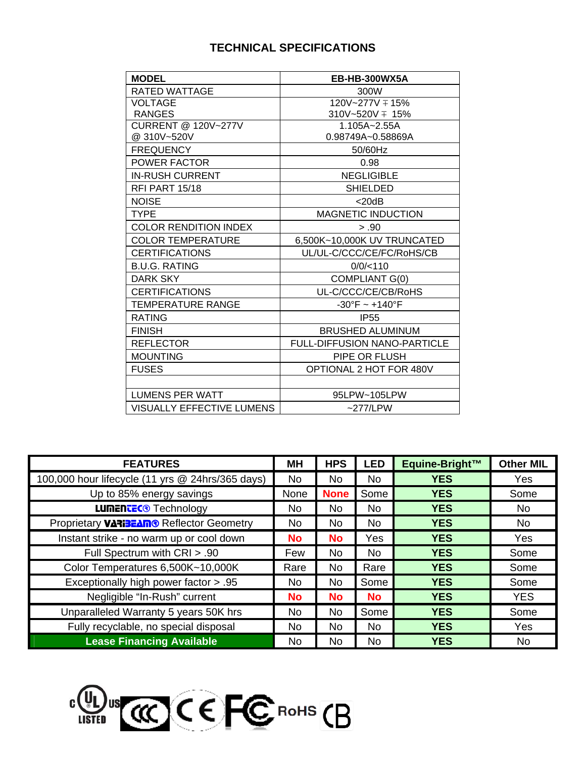## TECHNICAL SPECIFICATIONS

| MODEL | EB-HB-300WX5A |
|---|---|
| RATED WATTAGE | 300W |
| VOLTAGE RANGES | 120V~277V ∓ 15%<br>310V~520V ∓ 15% |
| CURRENT @ 120V~277V<br>@ 310V~520V | 1.105A~2.55A<br>0.98749A~0.58869A |
| FREQUENCY | 50/60Hz |
| POWER FACTOR | 0.98 |
| IN-RUSH CURRENT | NEGLIGIBLE |
| RFI PART 15/18 | SHIELDED |
| NOISE | <20dB |
| TYPE | MAGNETIC INDUCTION |
| COLOR RENDITION INDEX | > .90 |
| COLOR TEMPERATURE | 6,500K~10,000K UV TRUNCATED |
| CERTIFICATIONS | UL/UL-C/CCC/CE/FC/RoHS/CB |
| B.U.G. RATING | 0/0/<110 |
| DARK SKY | COMPLIANT G(0) |
| CERTIFICATIONS | UL-C/CCC/CE/CB/RoHS |
| TEMPERATURE RANGE | -30°F ~ +140°F |
| RATING | IP55 |
| FINISH | BRUSHED ALUMINUM |
| REFLECTOR | FULL-DIFFUSION NANO-PARTICLE |
| MOUNTING | PIPE OR FLUSH |
| FUSES | OPTIONAL 2 HOT FOR 480V |
| | |
| LUMENS PER WATT | 95LPW~105LPW |
| VISUALLY EFFECTIVE LUMENS | ~277/LPW |

| FEATURES | MH | HPS | LED | Equine-Bright™ | Other MIL |
|---|---|---|---|---|---|
| 100,000 hour lifecycle (11 yrs @ 24hrs/365 days) | No | No | No | YES | Yes |
| Up to 85% energy savings | None | None | Some | YES | Some |
| LUMENTEC® Technology | No | No | No | YES | No |
| Proprietary VARIBEAM® Reflector Geometry | No | No | No | YES | No |
| Instant strike - no warm up or cool down | No | No | Yes | YES | Yes |
| Full Spectrum with CRI > .90 | Few | No | No | YES | Some |
| Color Temperatures 6,500K~10,000K | Rare | No | Rare | YES | Some |
| Exceptionally high power factor > .95 | No | No | Some | YES | Some |
| Negligible “In-Rush” current | No | No | No | YES | YES |
| Unparalleled Warranty 5 years 50K hrs | No | No | Some | YES | Some |
| Fully recyclable, no special disposal | No | No | No | YES | Yes |
| **Lease Financing Available** | No | No | No | YES | No |

c UL us LISTED CCC CE FC RoHS CB